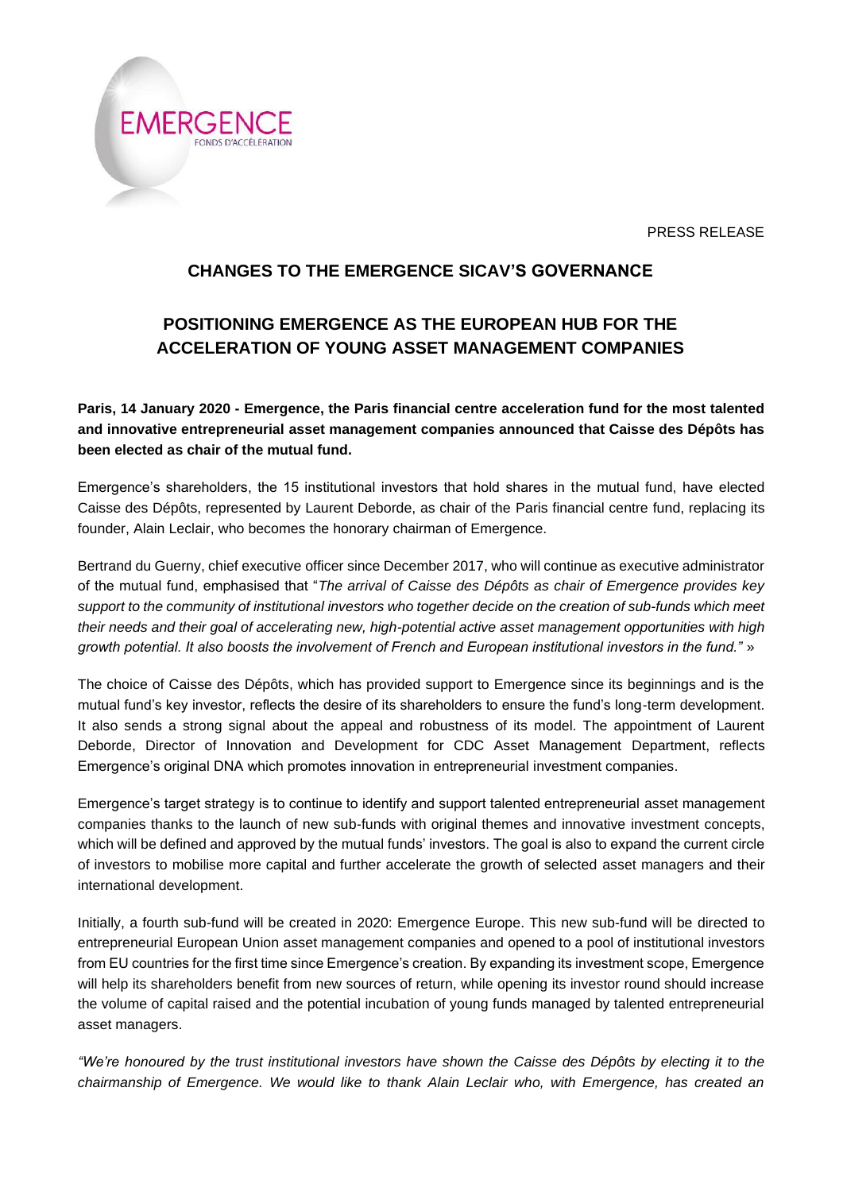EMERGENCE
FONDS D'ACCÉLÉRATION

PRESS RELEASE

## CHANGES TO THE EMERGENCE SICAV'S GOVERNANCE

## POSITIONING EMERGENCE AS THE EUROPEAN HUB FOR THE ACCELERATION OF YOUNG ASSET MANAGEMENT COMPANIES

**Paris, 14 January 2020 - Emergence, the Paris financial centre acceleration fund for the most talented and innovative entrepreneurial asset management companies announced that Caisse des Dépôts has been elected as chair of the mutual fund.**

Emergence's shareholders, the 15 institutional investors that hold shares in the mutual fund, have elected Caisse des Dépôts, represented by Laurent Deborde, as chair of the Paris financial centre fund, replacing its founder, Alain Leclair, who becomes the honorary chairman of Emergence.

Bertrand du Guerny, chief executive officer since December 2017, who will continue as executive administrator of the mutual fund, emphasised that "*The arrival of Caisse des Dépôts as chair of Emergence provides key support to the community of institutional investors who together decide on the creation of sub-funds which meet their needs and their goal of accelerating new, high-potential active asset management opportunities with high growth potential. It also boosts the involvement of French and European institutional investors in the fund.*" »

The choice of Caisse des Dépôts, which has provided support to Emergence since its beginnings and is the mutual fund's key investor, reflects the desire of its shareholders to ensure the fund's long-term development. It also sends a strong signal about the appeal and robustness of its model. The appointment of Laurent Deborde, Director of Innovation and Development for CDC Asset Management Department, reflects Emergence's original DNA which promotes innovation in entrepreneurial investment companies.

Emergence's target strategy is to continue to identify and support talented entrepreneurial asset management companies thanks to the launch of new sub-funds with original themes and innovative investment concepts, which will be defined and approved by the mutual funds' investors. The goal is also to expand the current circle of investors to mobilise more capital and further accelerate the growth of selected asset managers and their international development.

Initially, a fourth sub-fund will be created in 2020: Emergence Europe. This new sub-fund will be directed to entrepreneurial European Union asset management companies and opened to a pool of institutional investors from EU countries for the first time since Emergence's creation. By expanding its investment scope, Emergence will help its shareholders benefit from new sources of return, while opening its investor round should increase the volume of capital raised and the potential incubation of young funds managed by talented entrepreneurial asset managers.

*"We're honoured by the trust institutional investors have shown the Caisse des Dépôts by electing it to the chairmanship of Emergence. We would like to thank Alain Leclair who, with Emergence, has created an*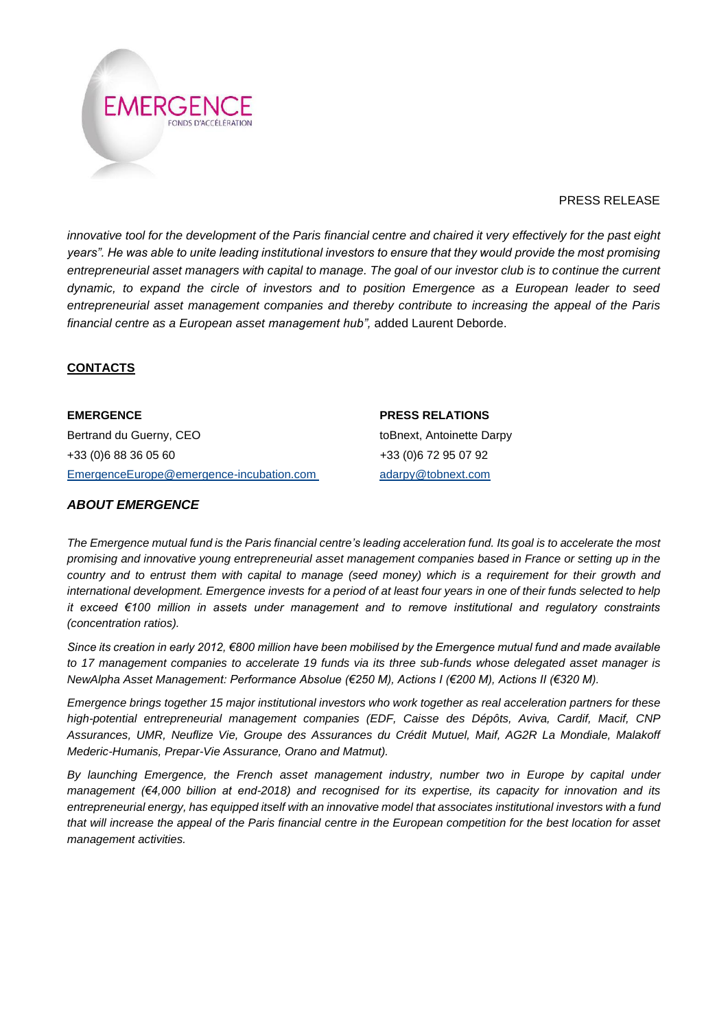PRESS RELEASE

*innovative tool for the development of the Paris financial centre and chaired it very effectively for the past eight years". He was able to unite leading institutional investors to ensure that they would provide the most promising entrepreneurial asset managers with capital to manage. The goal of our investor club is to continue the current dynamic, to expand the circle of investors and to position Emergence as a European leader to seed entrepreneurial asset management companies and thereby contribute to increasing the appeal of the Paris financial centre as a European asset management hub",* added Laurent Deborde.

**CONTACTS**

**EMERGENCE**
Bertrand du Guerny, CEO
+33 (0)6 88 36 05 60
EmergenceEurope@emergence-incubation.com

**PRESS RELATIONS**
toBnext, Antoinette Darpy
+33 (0)6 72 95 07 92
adarpy@tobnext.com

***ABOUT EMERGENCE***

*The Emergence mutual fund is the Paris financial centre's leading acceleration fund. Its goal is to accelerate the most promising and innovative young entrepreneurial asset management companies based in France or setting up in the country and to entrust them with capital to manage (seed money) which is a requirement for their growth and international development. Emergence invests for a period of at least four years in one of their funds selected to help it exceed €100 million in assets under management and to remove institutional and regulatory constraints (concentration ratios).*

*Since its creation in early 2012, €800 million have been mobilised by the Emergence mutual fund and made available to 17 management companies to accelerate 19 funds via its three sub-funds whose delegated asset manager is NewAlpha Asset Management: Performance Absolue (€250 M), Actions I (€200 M), Actions II (€320 M).*

*Emergence brings together 15 major institutional investors who work together as real acceleration partners for these high-potential entrepreneurial management companies (EDF, Caisse des Dépôts, Aviva, Cardif, Macif, CNP Assurances, UMR, Neuflize Vie, Groupe des Assurances du Crédit Mutuel, Maif, AG2R La Mondiale, Malakoff Mederic-Humanis, Prepar-Vie Assurance, Orano and Matmut).*

*By launching Emergence, the French asset management industry, number two in Europe by capital under management (€4,000 billion at end-2018) and recognised for its expertise, its capacity for innovation and its entrepreneurial energy, has equipped itself with an innovative model that associates institutional investors with a fund that will increase the appeal of the Paris financial centre in the European competition for the best location for asset management activities.*